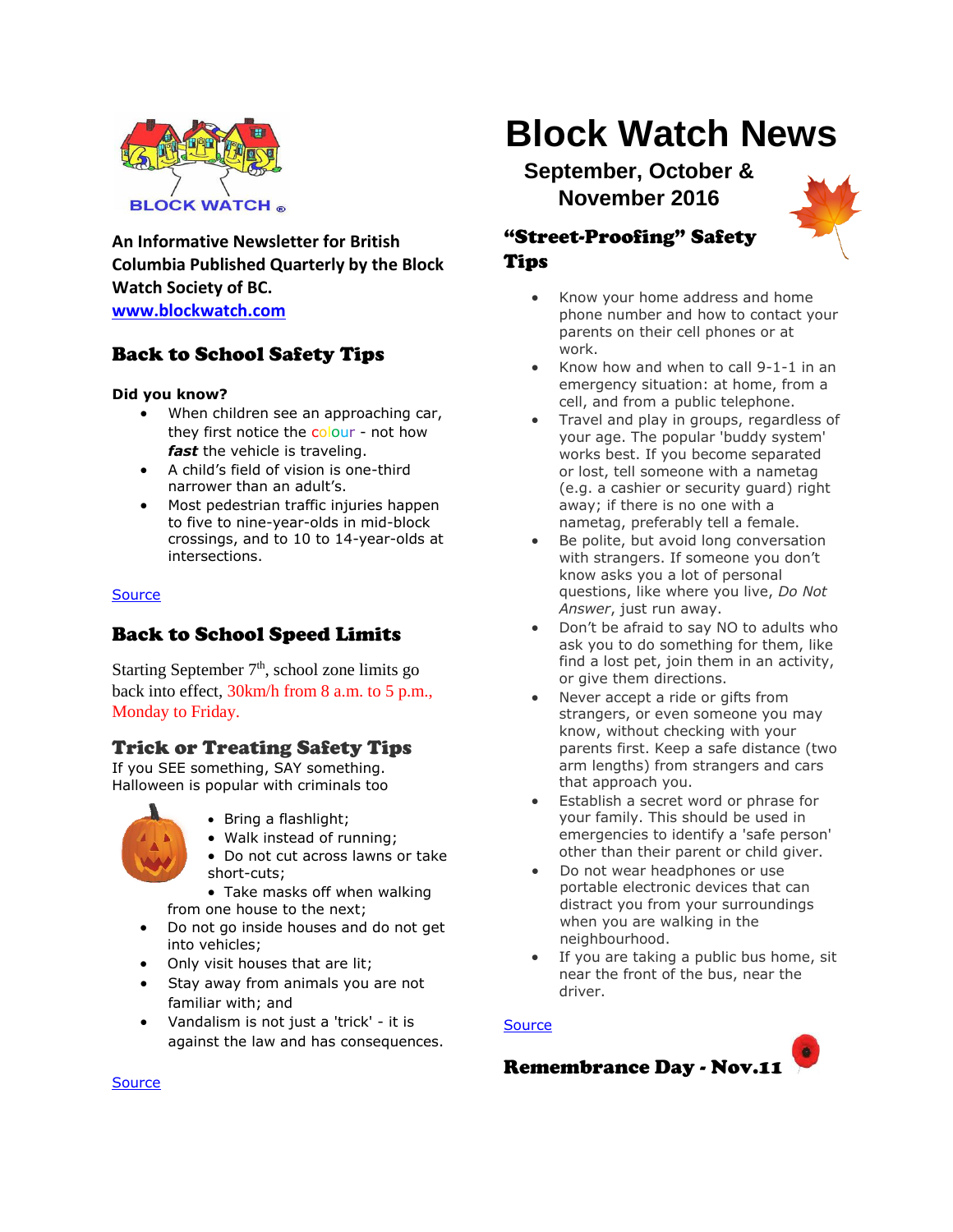BLOCK WATCH ®

**An Informative Newsletter for British Columbia Published Quarterly by the Block Watch Society of BC.**
**www.blockwatch.com**

# Block Watch News

## September, October & November 2016

## Back to School Safety Tips

**Did you know?**

- When children see an approaching car, they first notice the colour - not how ***fast*** the vehicle is traveling.
- A child's field of vision is one-third narrower than an adult's.
- Most pedestrian traffic injuries happen to five to nine-year-olds in mid-block crossings, and to 10 to 14-year-olds at intersections.

Source

## Back to School Speed Limits

Starting September 7th, school zone limits go back into effect, 30km/h from 8 a.m. to 5 p.m., Monday to Friday.

## Trick or Treating Safety Tips

If you SEE something, SAY something.
Halloween is popular with criminals too

- Bring a flashlight;
- Walk instead of running;
- Do not cut across lawns or take short-cuts;
- Take masks off when walking from one house to the next;
- Do not go inside houses and do not get into vehicles;
- Only visit houses that are lit;
- Stay away from animals you are not familiar with; and
- Vandalism is not just a 'trick' - it is against the law and has consequences.

Source

## "Street-Proofing" Safety Tips

- Know your home address and home phone number and how to contact your parents on their cell phones or at work.
- Know how and when to call 9-1-1 in an emergency situation: at home, from a cell, and from a public telephone.
- Travel and play in groups, regardless of your age. The popular 'buddy system' works best. If you become separated or lost, tell someone with a nametag (e.g. a cashier or security guard) right away; if there is no one with a nametag, preferably tell a female.
- Be polite, but avoid long conversation with strangers. If someone you don't know asks you a lot of personal questions, like where you live, *Do Not Answer*, just run away.
- Don't be afraid to say NO to adults who ask you to do something for them, like find a lost pet, join them in an activity, or give them directions.
- Never accept a ride or gifts from strangers, or even someone you may know, without checking with your parents first. Keep a safe distance (two arm lengths) from strangers and cars that approach you.
- Establish a secret word or phrase for your family. This should be used in emergencies to identify a 'safe person' other than their parent or child giver.
- Do not wear headphones or use portable electronic devices that can distract you from your surroundings when you are walking in the neighbourhood.
- If you are taking a public bus home, sit near the front of the bus, near the driver.

Source

## Remembrance Day - Nov.11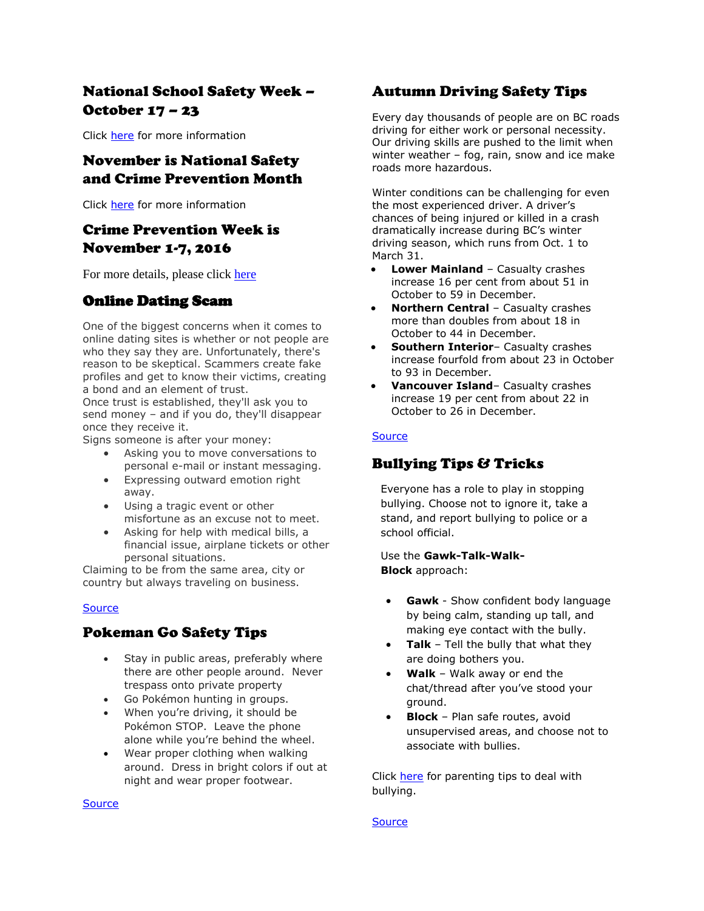## National School Safety Week – October 17 – 23

Click here for more information

## November is National Safety and Crime Prevention Month

Click here for more information

## Crime Prevention Week is November 1-7, 2016

For more details, please click here

## Online Dating Scam

One of the biggest concerns when it comes to online dating sites is whether or not people are who they say they are. Unfortunately, there's reason to be skeptical. Scammers create fake profiles and get to know their victims, creating a bond and an element of trust.
Once trust is established, they'll ask you to send money – and if you do, they'll disappear once they receive it.
Signs someone is after your money:

- Asking you to move conversations to personal e-mail or instant messaging.
- Expressing outward emotion right away.
- Using a tragic event or other misfortune as an excuse not to meet.
- Asking for help with medical bills, a financial issue, airplane tickets or other personal situations.

Claiming to be from the same area, city or country but always traveling on business.

Source

## Pokeman Go Safety Tips

- Stay in public areas, preferably where there are other people around. Never trespass onto private property
- Go Pokémon hunting in groups.
- When you're driving, it should be Pokémon STOP. Leave the phone alone while you're behind the wheel.
- Wear proper clothing when walking around. Dress in bright colors if out at night and wear proper footwear.

Source

## Autumn Driving Safety Tips

Every day thousands of people are on BC roads driving for either work or personal necessity. Our driving skills are pushed to the limit when winter weather – fog, rain, snow and ice make roads more hazardous.

Winter conditions can be challenging for even the most experienced driver. A driver's chances of being injured or killed in a crash dramatically increase during BC's winter driving season, which runs from Oct. 1 to March 31.

- **Lower Mainland** – Casualty crashes increase 16 per cent from about 51 in October to 59 in December.
- **Northern Central** – Casualty crashes more than doubles from about 18 in October to 44 in December.
- **Southern Interior**– Casualty crashes increase fourfold from about 23 in October to 93 in December.
- **Vancouver Island**– Casualty crashes increase 19 per cent from about 22 in October to 26 in December.

Source

## Bullying Tips & Tricks

Everyone has a role to play in stopping bullying. Choose not to ignore it, take a stand, and report bullying to police or a school official.

Use the **Gawk-Talk-Walk-Block** approach:

- **Gawk** - Show confident body language by being calm, standing up tall, and making eye contact with the bully.
- **Talk** – Tell the bully that what they are doing bothers you.
- **Walk** – Walk away or end the chat/thread after you've stood your ground.
- **Block** – Plan safe routes, avoid unsupervised areas, and choose not to associate with bullies.

Click here for parenting tips to deal with bullying.

Source